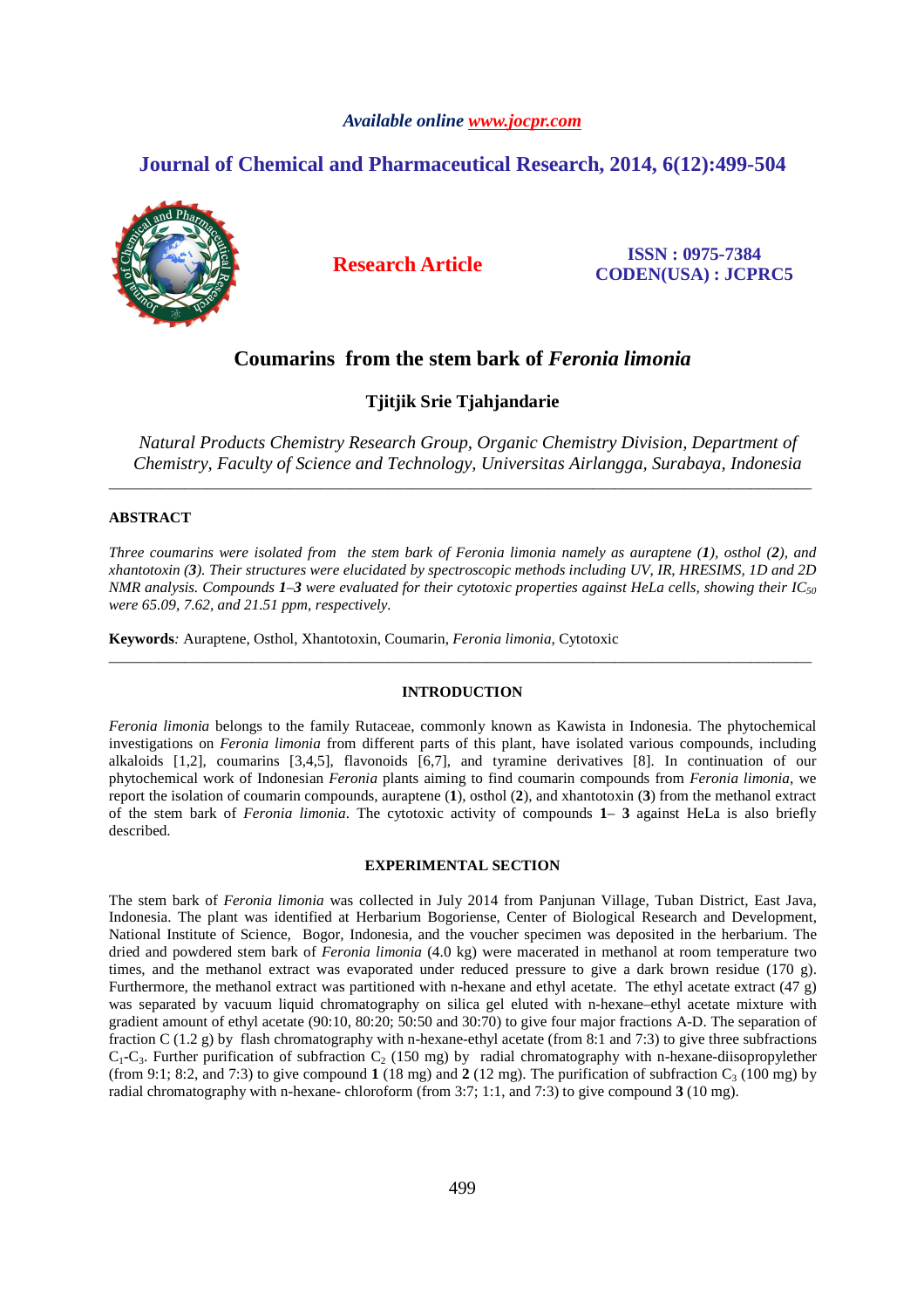Available online www.jocpr.com

# Journal of Chemical and Pharmaceutical Research, 2014, 6(12):499-504

**Research Article**

**ISSN : 0975-7384**
**CODEN(USA) : JCPRC5**

# Coumarins from the stem bark of *Feronia limonia*

**Tjitjik Srie Tjahjandarie**

*Natural Products Chemistry Research Group, Organic Chemistry Division, Department of Chemistry, Faculty of Science and Technology, Universitas Airlangga, Surabaya, Indonesia*

---

## ABSTRACT

*Three coumarins were isolated from the stem bark of Feronia limonia namely as auraptene (**1**), osthol (**2**), and xhantotoxin (**3**). Their structures were elucidated by spectroscopic methods including UV, IR, HRESIMS, 1D and 2D NMR analysis. Compounds **1**–**3** were evaluated for their cytotoxic properties against HeLa cells, showing their $IC_{50}$ were 65.09, 7.62, and 21.51 ppm, respectively.*

**Keywords**: Auraptene, Osthol, Xhantotoxin, Coumarin, *Feronia limonia*, Cytotoxic

---

## INTRODUCTION

*Feronia limonia* belongs to the family Rutaceae, commonly known as Kawista in Indonesia. The phytochemical investigations on *Feronia limonia* from different parts of this plant, have isolated various compounds, including alkaloids [1,2], coumarins [3,4,5], flavonoids [6,7], and tyramine derivatives [8]. In continuation of our phytochemical work of Indonesian *Feronia* plants aiming to find coumarin compounds from *Feronia limonia*, we report the isolation of coumarin compounds, auraptene (**1**), osthol (**2**), and xhantotoxin (**3**) from the methanol extract of the stem bark of *Feronia limonia*. The cytotoxic activity of compounds **1**– **3** against HeLa is also briefly described.

## EXPERIMENTAL SECTION

The stem bark of *Feronia limonia* was collected in July 2014 from Panjunan Village, Tuban District, East Java, Indonesia. The plant was identified at Herbarium Bogoriense, Center of Biological Research and Development, National Institute of Science, Bogor, Indonesia, and the voucher specimen was deposited in the herbarium. The dried and powdered stem bark of *Feronia limonia* (4.0 kg) were macerated in methanol at room temperature two times, and the methanol extract was evaporated under reduced pressure to give a dark brown residue (170 g). Furthermore, the methanol extract was partitioned with n-hexane and ethyl acetate. The ethyl acetate extract (47 g) was separated by vacuum liquid chromatography on silica gel eluted with n-hexane–ethyl acetate mixture with gradient amount of ethyl acetate (90:10, 80:20; 50:50 and 30:70) to give four major fractions A-D. The separation of fraction C (1.2 g) by flash chromatography with n-hexane-ethyl acetate (from 8:1 and 7:3) to give three subfractions $C_1$-$C_3$. Further purification of subfraction $C_2$ (150 mg) by radial chromatography with n-hexane-diisopropylether (from 9:1; 8:2, and 7:3) to give compound **1** (18 mg) and **2** (12 mg). The purification of subfraction $C_3$ (100 mg) by radial chromatography with n-hexane- chloroform (from 3:7; 1:1, and 7:3) to give compound **3** (10 mg).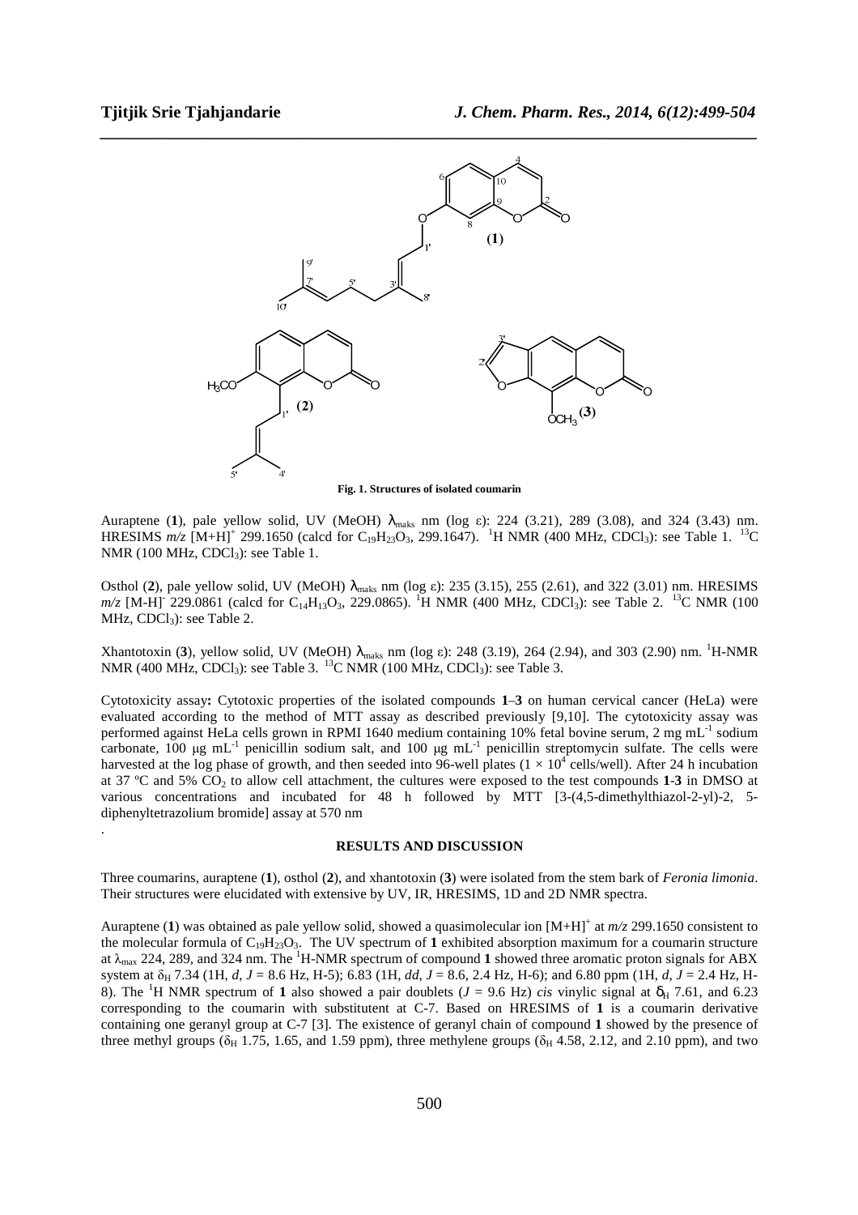Fig. 1. Structures of isolated coumarin

Auraptene (**1**), pale yellow solid, UV (MeOH) $\lambda_{maks}$ nm (log ε): 224 (3.21), 289 (3.08), and 324 (3.43) nm. HRESIMS *m/z* $[M+H]^+$ 299.1650 (calcd for $C_{19}H_{23}O_3$, 299.1647). $^1$H NMR (400 MHz, $CDCl_3$): see Table 1. $^{13}$C NMR (100 MHz, $CDCl_3$): see Table 1.

Osthol (**2**), pale yellow solid, UV (MeOH) $\lambda_{maks}$ nm (log ε): 235 (3.15), 255 (2.61), and 322 (3.01) nm. HRESIMS *m/z* $[M-H]^-$ 229.0861 (calcd for $C_{14}H_{13}O_3$, 229.0865). $^1$H NMR (400 MHz, $CDCl_3$): see Table 2. $^{13}$C NMR (100 MHz, $CDCl_3$): see Table 2.

Xhantotoxin (**3**), yellow solid, UV (MeOH) $\lambda_{maks}$ nm (log ε): 248 (3.19), 264 (2.94), and 303 (2.90) nm. $^1$H-NMR NMR (400 MHz, $CDCl_3$): see Table 3. $^{13}$C NMR (100 MHz, $CDCl_3$): see Table 3.

**Cytotoxicity assay:** Cytotoxic properties of the isolated compounds **1**–**3** on human cervical cancer (HeLa) were evaluated according to the method of MTT assay as described previously [9,10]. The cytotoxicity assay was performed against HeLa cells grown in RPMI 1640 medium containing 10% fetal bovine serum, 2 mg $mL^{-1}$ sodium carbonate, 100 μg $mL^{-1}$ penicillin sodium salt, and 100 μg $mL^{-1}$ penicillin streptomycin sulfate. The cells were harvested at the log phase of growth, and then seeded into 96-well plates ($1 \times 10^4$ cells/well). After 24 h incubation at 37 ºC and 5% $CO_2$ to allow cell attachment, the cultures were exposed to the test compounds **1**-**3** in DMSO at various concentrations and incubated for 48 h followed by MTT [3-(4,5-dimethylthiazol-2-yl)-2, 5-diphenyltetrazolium bromide] assay at 570 nm

.

## RESULTS AND DISCUSSION

Three coumarins, auraptene (**1**), osthol (**2**), and xhantotoxin (**3**) were isolated from the stem bark of *Feronia limonia*. Their structures were elucidated with extensive by UV, IR, HRESIMS, 1D and 2D NMR spectra.

Auraptene (**1**) was obtained as pale yellow solid, showed a quasimolecular ion $[M+H]^+$ at *m/z* 299.1650 consistent to the molecular formula of $C_{19}H_{23}O_3$. The UV spectrum of **1** exhibited absorption maximum for a coumarin structure at $\lambda_{max}$ 224, 289, and 324 nm. The $^1$H-NMR spectrum of compound **1** showed three aromatic proton signals for ABX system at $\delta_H$ 7.34 (1H, *d*, *J* = 8.6 Hz, H-5); 6.83 (1H, *dd*, *J* = 8.6, 2.4 Hz, H-6); and 6.80 ppm (1H, *d*, *J* = 2.4 Hz, H-8). The $^1$H NMR spectrum of **1** also showed a pair doublets (*J* = 9.6 Hz) *cis* vinylic signal at $\delta_H$ 7.61, and 6.23 corresponding to the coumarin with substitutent at C-7. Based on HRESIMS of **1** is a coumarin derivative containing one geranyl group at C-7 [3]. The existence of geranyl chain of compound **1** showed by the presence of three methyl groups ($\delta_H$ 1.75, 1.65, and 1.59 ppm), three methylene groups ($\delta_H$ 4.58, 2.12, and 2.10 ppm), and two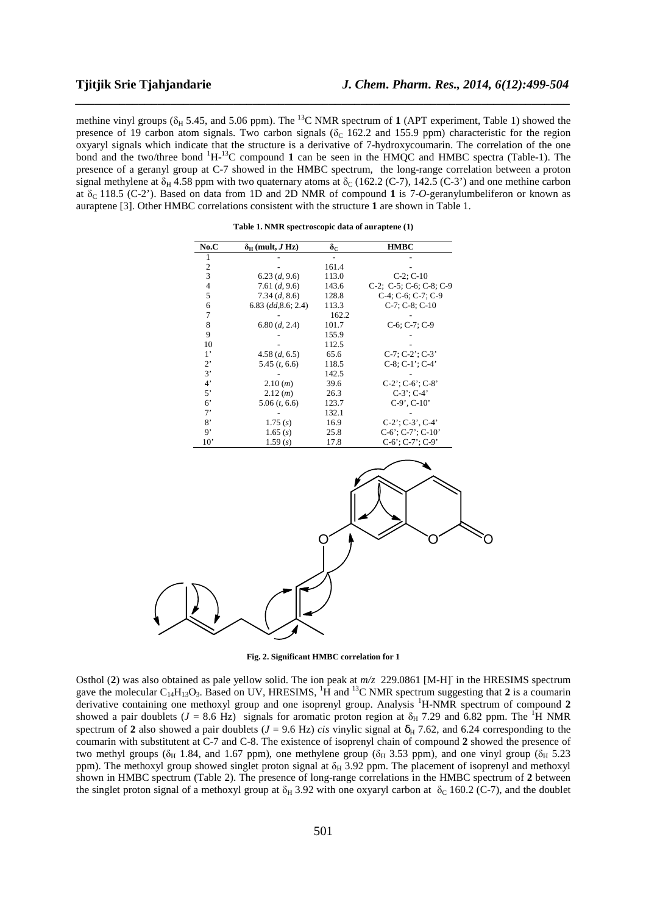methine vinyl groups ($\delta_H$ 5.45, and 5.06 ppm). The $^{13}C$ NMR spectrum of **1** (APT experiment, Table 1) showed the presence of 19 carbon atom signals. Two carbon signals ($\delta_C$ 162.2 and 155.9 ppm) characteristic for the region oxyaryl signals which indicate that the structure is a derivative of 7-hydroxycoumarin. The correlation of the one bond and the two/three bond $^1H$-$^{13}C$ compound **1** can be seen in the HMQC and HMBC spectra (Table-1). The presence of a geranyl group at C-7 showed in the HMBC spectrum, the long-range correlation between a proton signal methylene at $\delta_H$ 4.58 ppm with two quaternary atoms at $\delta_C$ (162.2 (C-7), 142.5 (C-3') and one methine carbon at $\delta_C$ 118.5 (C-2'). Based on data from 1D and 2D NMR of compound **1** is 7-*O*-geranylumbeliferon or known as auraptene [3]. Other HMBC correlations consistent with the structure **1** are shown in Table 1.

**Table 1. NMR spectroscopic data of auraptene (1)**

| No.C | $\delta_H$ (mult, *J* Hz) | $\delta_C$ | HMBC |
|---|---|---|---|
| 1 | - | - | - |
| 2 | - | 161.4 | - |
| 3 | 6.23 (*d*, 9.6) | 113.0 | C-2; C-10 |
| 4 | 7.61 (*d*, 9.6) | 143.6 | C-2; C-5; C-6; C-8; C-9 |
| 5 | 7.34 (*d*, 8.6) | 128.8 | C-4; C-6; C-7; C-9 |
| 6 | 6.83 (*dd*,8.6; 2.4) | 113.3 | C-7; C-8; C-10 |
| 7 | - | 162.2 | - |
| 8 | 6.80 (*d*, 2.4) | 101.7 | C-6; C-7; C-9 |
| 9 | - | 155.9 | - |
| 10 | - | 112.5 | - |
| 1' | 4.58 (*d*, 6.5) | 65.6 | C-7; C-2'; C-3' |
| 2' | 5.45 (*t*, 6.6) | 118.5 | C-8; C-1'; C-4' |
| 3' | - | 142.5 | - |
| 4' | 2.10 (*m*) | 39.6 | C-2'; C-6'; C-8' |
| 5' | 2.12 (*m*) | 26.3 | C-3'; C-4' |
| 6' | 5.06 (*t*, 6.6) | 123.7 | C-9', C-10' |
| 7' | - | 132.1 | - |
| 8' | 1.75 (*s*) | 16.9 | C-2'; C-3', C-4' |
| 9' | 1.65 (*s*) | 25.8 | C-6'; C-7'; C-10' |
| 10' | 1.59 (*s*) | 17.8 | C-6'; C-7'; C-9' |

**Fig. 2. Significant HMBC correlation for 1**

Osthol (**2**) was also obtained as pale yellow solid. The ion peak at *m/z* 229.0861 $[M-H]^-$ in the HRESIMS spectrum gave the molecular $C_{14}H_{13}O_3$. Based on UV, HRESIMS, $^1H$ and $^{13}C$ NMR spectrum suggesting that **2** is a coumarin derivative containing one methoxyl group and one isoprenyl group. Analysis $^1H$-NMR spectrum of compound **2** showed a pair doublets ($J$ = 8.6 Hz) signals for aromatic proton region at $\delta_H$ 7.29 and 6.82 ppm. The $^1H$ NMR spectrum of **2** also showed a pair doublets ($J$ = 9.6 Hz) *cis* vinylic signal at $\delta_H$ 7.62, and 6.24 corresponding to the coumarin with substitutent at C-7 and C-8. The existence of isoprenyl chain of compound **2** showed the presence of two methyl groups ($\delta_H$ 1.84, and 1.67 ppm), one methylene group ($\delta_H$ 3.53 ppm), and one vinyl group ($\delta_H$ 5.23 ppm). The methoxyl group showed singlet proton signal at $\delta_H$ 3.92 ppm. The placement of isoprenyl and methoxyl shown in HMBC spectrum (Table 2). The presence of long-range correlations in the HMBC spectrum of **2** between the singlet proton signal of a methoxyl group at $\delta_H$ 3.92 with one oxyaryl carbon at $\delta_C$ 160.2 (C-7), and the doublet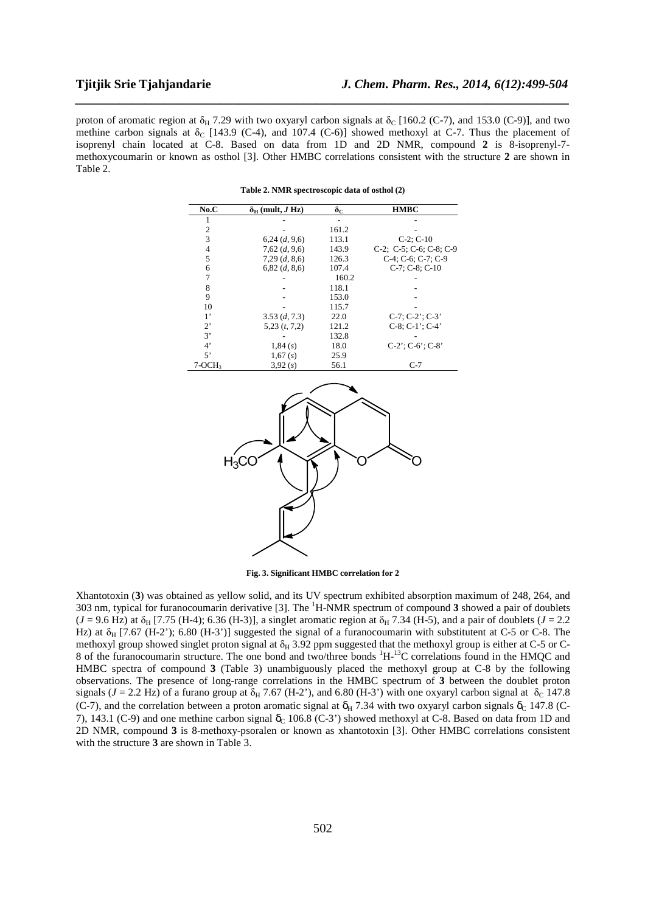proton of aromatic region at $\delta_H$ 7.29 with two oxyaryl carbon signals at $\delta_C$ [160.2 (C-7), and 153.0 (C-9)], and two methine carbon signals at $\delta_C$ [143.9 (C-4), and 107.4 (C-6)] showed methoxyl at C-7. Thus the placement of isoprenyl chain located at C-8. Based on data from 1D and 2D NMR, compound **2** is 8-isoprenyl-7-methoxycoumarin or known as osthol [3]. Other HMBC correlations consistent with the structure **2** are shown in Table 2.

**Table 2. NMR spectroscopic data of osthol (2)**

| No.C | $\delta_H$ (mult, $J$ Hz) | $\delta_C$ | HMBC |
|---|---|---|---|
| 1 | - | - | - |
| 2 | - | 161.2 | - |
| 3 | 6,24 (*d*, 9,6) | 113.1 | C-2; C-10 |
| 4 | 7,62 (*d*, 9,6) | 143.9 | C-2; C-5; C-6; C-8; C-9 |
| 5 | 7,29 (*d*, 8,6) | 126.3 | C-4; C-6; C-7; C-9 |
| 6 | 6,82 (*d*, 8,6) | 107.4 | C-7; C-8; C-10 |
| 7 | - | 160.2 | - |
| 8 | - | 118.1 | - |
| 9 | - | 153.0 | - |
| 10 | - | 115.7 | - |
| 1' | 3.53 (*d*, 7.3) | 22.0 | C-7; C-2'; C-3' |
| 2' | 5,23 (*t*, 7,2) | 121.2 | C-8; C-1'; C-4' |
| 3' | - | 132.8 | - |
| 4' | 1,84 (*s*) | 18.0 | C-2'; C-6'; C-8' |
| 5' | 1,67 (*s*) | 25.9 | |
| 7-$OCH_3$ | 3,92 (*s*) | 56.1 | C-7 |

**Fig. 3. Significant HMBC correlation for 2**

Xhantotoxin (**3**) was obtained as yellow solid, and its UV spectrum exhibited absorption maximum of 248, 264, and 303 nm, typical for furanocoumarin derivative [3]. The $^1$H-NMR spectrum of compound **3** showed a pair of doublets ($J$ = 9.6 Hz) at $\delta_H$ [7.75 (H-4); 6.36 (H-3)], a singlet aromatic region at $\delta_H$ 7.34 (H-5), and a pair of doublets ($J$ = 2.2 Hz) at $\delta_H$ [7.67 (H-2'); 6.80 (H-3')] suggested the signal of a furanocoumarin with substitutent at C-5 or C-8. The methoxyl group showed singlet proton signal at $\delta_H$ 3.92 ppm suggested that the methoxyl group is either at C-5 or C-8 of the furanocoumarin structure. The one bond and two/three bonds $^1$H-$^{13}$C correlations found in the HMQC and HMBC spectra of compound **3** (Table 3) unambiguously placed the methoxyl group at C-8 by the following observations. The presence of long-range correlations in the HMBC spectrum of **3** between the doublet proton signals ($J$ = 2.2 Hz) of a furano group at $\delta_H$ 7.67 (H-2'), and 6.80 (H-3') with one oxyaryl carbon signal at $\delta_C$ 147.8 (C-7), and the correlation between a proton aromatic signal at $\delta_H$ 7.34 with two oxyaryl carbon signals $\delta_C$ 147.8 (C-7), 143.1 (C-9) and one methine carbon signal $\delta_C$ 106.8 (C-3') showed methoxyl at C-8. Based on data from 1D and 2D NMR, compound **3** is 8-methoxy-psoralen or known as xhantotoxin [3]. Other HMBC correlations consistent with the structure **3** are shown in Table 3.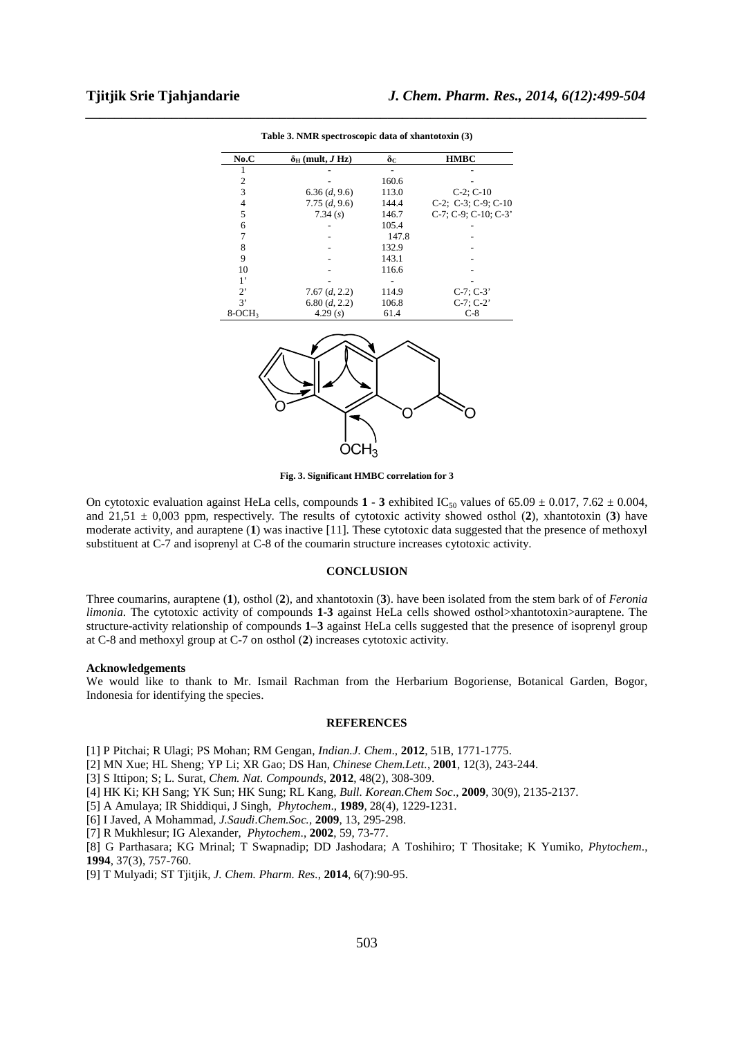**Table 3. NMR spectroscopic data of xhantotoxin (3)**

| No.C | $\delta_H$ (mult, *J* Hz) | $\delta_C$ | HMBC |
|---|---|---|---|
| 1 | - | - | - |
| 2 | - | 160.6 | - |
| 3 | 6.36 (*d*, 9.6) | 113.0 | C-2; C-10 |
| 4 | 7.75 (*d*, 9.6) | 144.4 | C-2; C-3; C-9; C-10 |
| 5 | 7.34 (*s*) | 146.7 | C-7; C-9; C-10; C-3' |
| 6 | - | 105.4 | - |
| 7 | - | 147.8 | - |
| 8 | - | 132.9 | - |
| 9 | - | 143.1 | - |
| 10 | - | 116.6 | - |
| 1' | - | - | - |
| 2' | 7.67 (*d*, 2.2) | 114.9 | C-7; C-3' |
| 3' | 6.80 (*d*, 2.2) | 106.8 | C-7; C-2' |
| 8-$OCH_3$ | 4.29 (*s*) | 61.4 | C-8 |

**Fig. 3. Significant HMBC correlation for 3**

On cytotoxic evaluation against HeLa cells, compounds **1** - **3** exhibited $IC_{50}$ values of $65.09 \pm 0.017$, $7.62 \pm 0.004$, and $21{,}51 \pm 0{,}003$ ppm, respectively. The results of cytotoxic activity showed osthol (**2**), xhantotoxin (**3**) have moderate activity, and auraptene (**1**) was inactive [11]. These cytotoxic data suggested that the presence of methoxyl substituent at C-7 and isoprenyl at C-8 of the coumarin structure increases cytotoxic activity.

## CONCLUSION

Three coumarins, auraptene (**1**), osthol (**2**), and xhantotoxin (**3**). have been isolated from the stem bark of of *Feronia limonia*. The cytotoxic activity of compounds **1**-**3** against HeLa cells showed osthol>xhantotoxin>auraptene. The structure-activity relationship of compounds **1**–**3** against HeLa cells suggested that the presence of isoprenyl group at C-8 and methoxyl group at C-7 on osthol (**2**) increases cytotoxic activity.

### Acknowledgements

We would like to thank to Mr. Ismail Rachman from the Herbarium Bogoriense, Botanical Garden, Bogor, Indonesia for identifying the species.

## REFERENCES

[1] P Pitchai; R Ulagi; PS Mohan; RM Gengan, *Indian.J. Chem*., **2012**, 51B, 1771-1775.

[2] MN Xue; HL Sheng; YP Li; XR Gao; DS Han, *Chinese Chem.Lett.*, **2001**, 12(3), 243-244.

[3] S Ittipon; S; L. Surat, *Chem. Nat. Compounds*, **2012**, 48(2), 308-309.

[4] HK Ki; KH Sang; YK Sun; HK Sung; RL Kang, *Bull. Korean.Chem Soc*., **2009**, 30(9), 2135-2137.

[5] A Amulaya; IR Shiddiqui, J Singh, *Phytochem*., **1989**, 28(4), 1229-1231.

[6] I Javed, A Mohammad, *J.Saudi.Chem.Soc.*, **2009**, 13, 295-298.

[7] R Mukhlesur; IG Alexander, *Phytochem*., **2002**, 59, 73-77.

[8] G Parthasara; KG Mrinal; T Swapnadip; DD Jashodara; A Toshihiro; T Thositake; K Yumiko, *Phytochem*., **1994**, 37(3), 757-760.

[9] T Mulyadi; ST Tjitjik, *J. Chem. Pharm. Res*., **2014**, 6(7):90-95.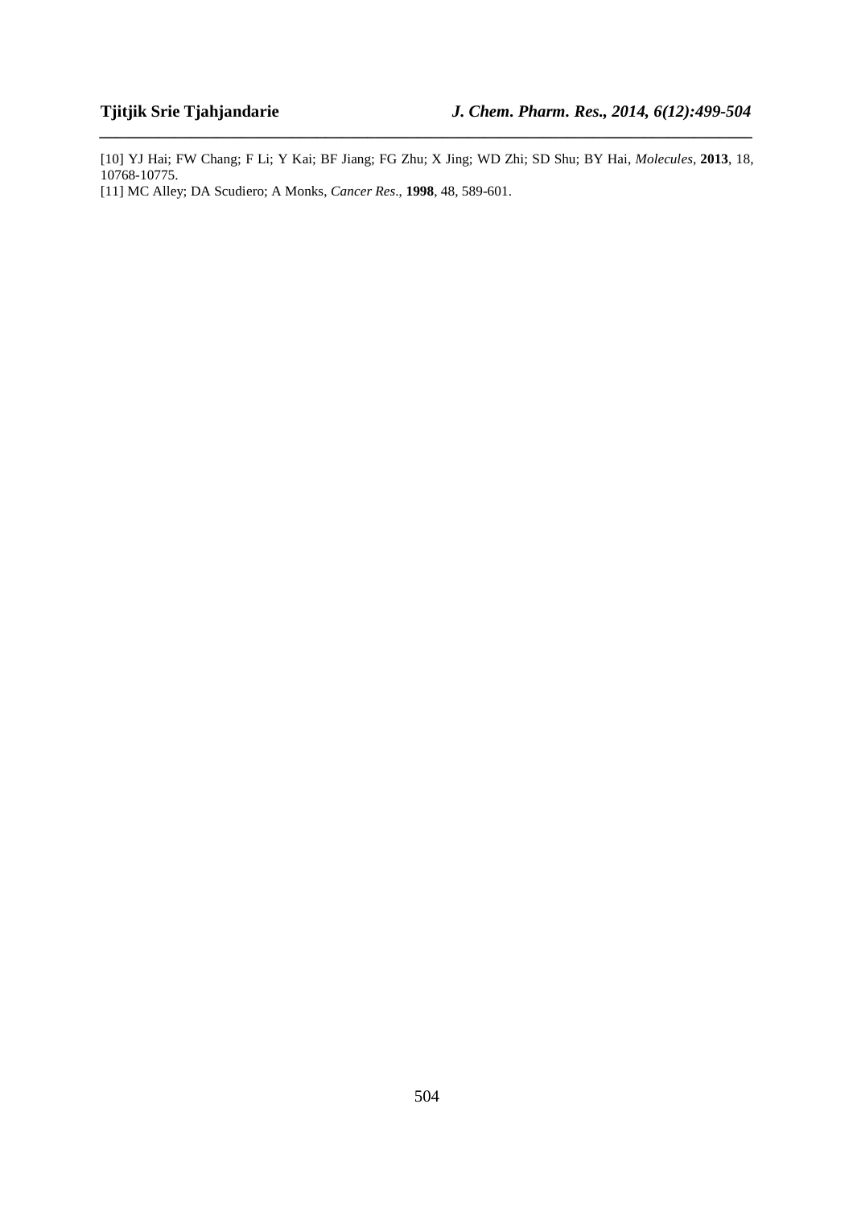[10] YJ Hai; FW Chang; F Li; Y Kai; BF Jiang; FG Zhu; X Jing; WD Zhi; SD Shu; BY Hai, *Molecules*, **2013**, 18, 10768-10775.

[11] MC Alley; DA Scudiero; A Monks, *Cancer Res*., **1998**, 48, 589-601.